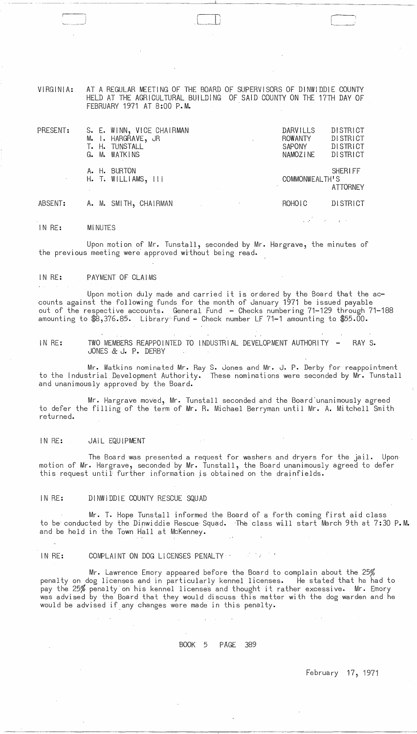VIRGINIA: AT A REGULAR MEETING OF THE BOARD OF SUPERVISORS OF DINWIDDIE COUNTY HELD AT THE AGRICULTURAL BUILDING OF SAID COUNTY ON THE 17TH DAY OF FEBRUARY 1971 AT 8:00 P.M.

| | | | |
|---|---|---|---|
| PRESENT: | S. E. WINN, VICE CHAIRMAN | DARVILLS | DISTRICT |
| | M. I. HARGRAVE, JR | ROWANTY | DISTRICT |
| | T. H. TUNSTALL | SAPONY | DISTRICT |
| | G. M. WATKINS | NAMOZINE | DISTRICT |
| | A. H. BURTON | | SHERIFF |
| | H. T. WILLIAMS, III | COMMONWEALTH'S | ATTORNEY |
| ABSENT: | A. M. SMITH, CHAIRMAN | ROHOIC | DISTRICT |

IN RE: MINUTES

Upon motion of Mr. Tunstall, seconded by Mr. Hargrave, the minutes of the previous meeting were approved without being read.

IN RE: PAYMENT OF CLAIMS

Upon motion duly made and carried it is ordered by the Board that the accounts against the following funds for the month of January 1971 be issued payable out of the respective accounts. General Fund - Checks numbering 71-129 through 71-188 amounting to $8,376.85. Library Fund - Check number LF 71-1 amounting to $55.00.

IN RE: TWO MEMBERS REAPPOINTED TO INDUSTRIAL DEVELOPMENT AUTHORITY - RAY S. JONES & J. P. DERBY

Mr. Watkins nominated Mr. Ray S. Jones and Mr. J. P. Derby for reappointment to the Industrial Development Authority. These nominations were seconded by Mr. Tunstall and unanimously approved by the Board.

Mr. Hargrave moved, Mr. Tunstall seconded and the Board unanimously agreed to defer the filling of the term of Mr. R. Michael Berryman until Mr. A. Mitchell Smith returned.

IN RE: JAIL EQUIPMENT

The Board was presented a request for washers and dryers for the jail. Upon motion of Mr. Hargrave, seconded by Mr. Tunstall, the Board unanimously agreed to defer this request until further information is obtained on the drainfields.

IN RE: DINWIDDIE COUNTY RESCUE SQUAD

Mr. T. Hope Tunstall informed the Board of a forth coming first aid class to be conducted by the Dinwiddie Rescue Squad. The class will start March 9th at 7:30 P.M. and be held in the Town Hall at McKenney.

IN RE: COMPLAINT ON DOG LICENSES PENALTY

Mr. Lawrence Emory appeared before the Board to complain about the 25% penalty on dog licenses and in particularly kennel licenses. He stated that he had to pay the 25% penalty on his kennel licenses and thought it rather excessive. Mr. Emory was advised by the Board that they would discuss this matter with the dog warden and he would be advised if any changes were made in this penalty.

BOOK 5 PAGE 389

February 17, 1971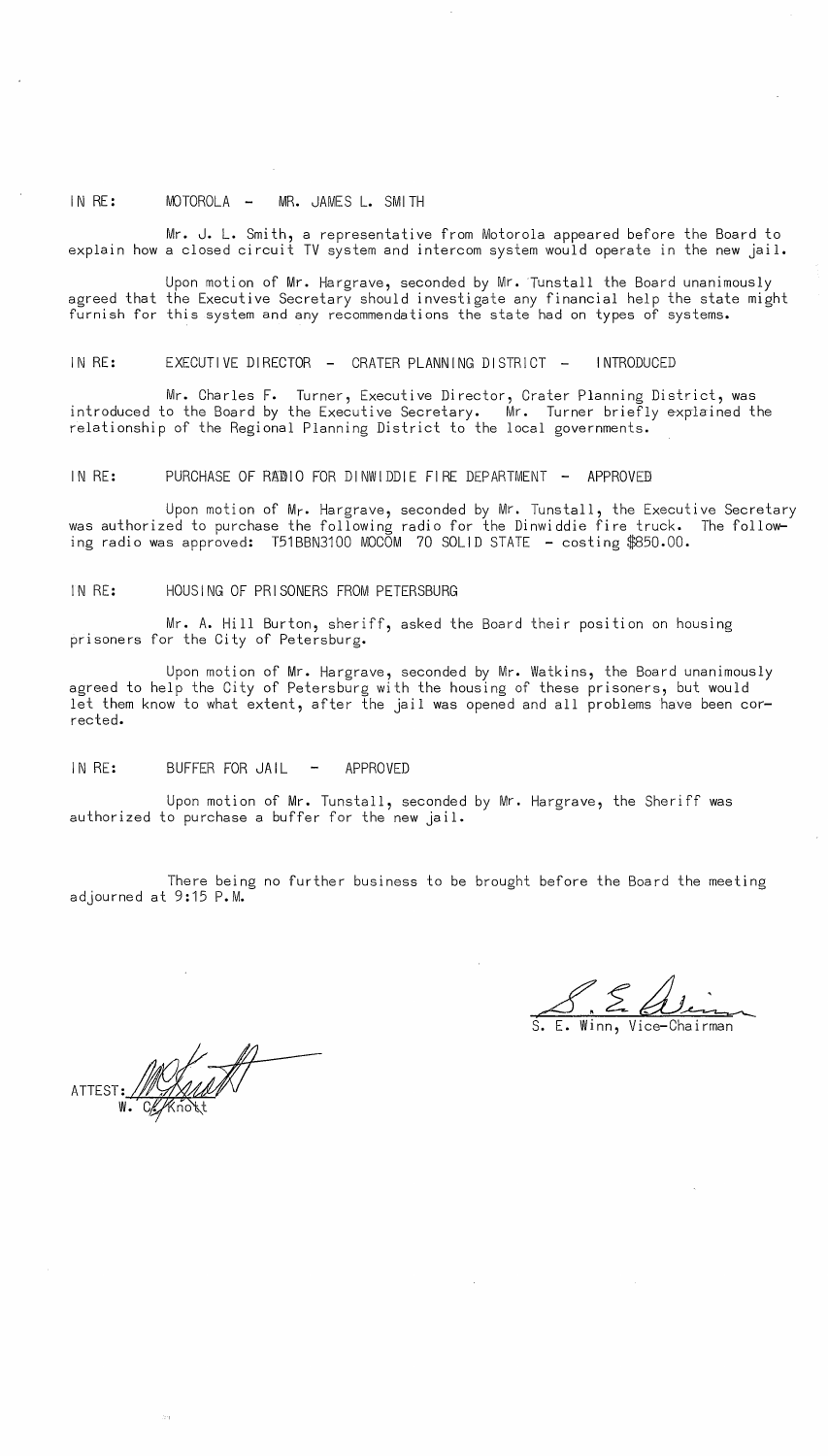IN RE: MOTOROLA - MR. JAMES L. SMITH

Mr. J. L. Smith, a representative from Motorola appeared before the Board to explain how a closed circuit TV system and intercom system would operate in the new jail.

Upon motion of Mr. Hargrave, seconded by Mr. Tunstall the Board unanimously agreed that the Executive Secretary should investigate any financial help the state might furnish for this system and any recommendations the state had on types of systems.

IN RE: EXECUTIVE DIRECTOR - CRATER PLANNING DISTRICT - INTRODUCED

Mr. Charles F. Turner, Executive Director, Crater Planning District, was introduced to the Board by the Executive Secretary. Mr. Turner briefly explained the relationship of the Regional Planning District to the local governments.

IN RE: PURCHASE OF RADIO FOR DINWIDDIE FIRE DEPARTMENT - APPROVED

Upon motion of Mr. Hargrave, seconded by Mr. Tunstall, the Executive Secretary was authorized to purchase the following radio for the Dinwiddie fire truck. The following radio was approved: T51BBN3100 MOCOM 70 SOLID STATE - costing $850.00.

IN RE: HOUSING OF PRISONERS FROM PETERSBURG

Mr. A. Hill Burton, sheriff, asked the Board their position on housing prisoners for the City of Petersburg.

Upon motion of Mr. Hargrave, seconded by Mr. Watkins, the Board unanimously agreed to help the City of Petersburg with the housing of these prisoners, but would let them know to what extent, after the jail was opened and all problems have been corrected.

IN RE: BUFFER FOR JAIL - APPROVED

Upon motion of Mr. Tunstall, seconded by Mr. Hargrave, the Sheriff was authorized to purchase a buffer for the new jail.

There being no further business to be brought before the Board the meeting adjourned at 9:15 P.M.

S. E. Winn, Vice-Chairman

ATTEST: W. C. Knott